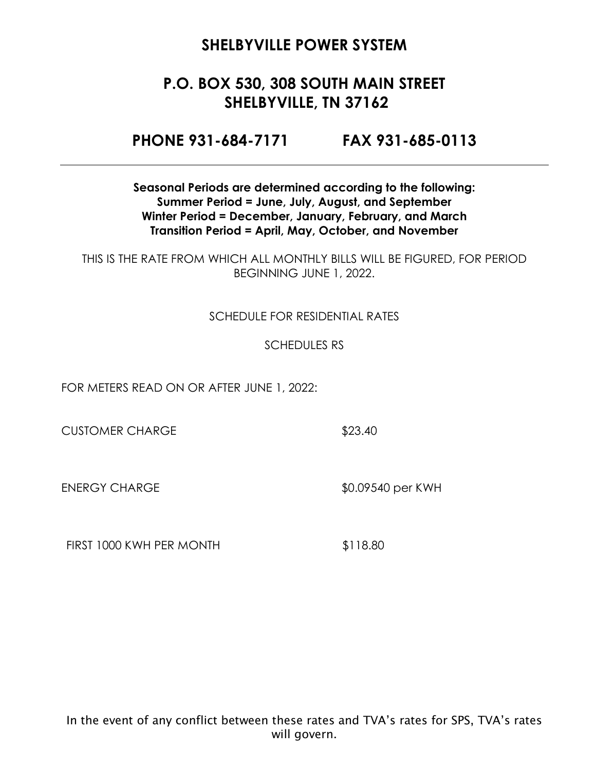# SHELBYVILLE POWER SYSTEM

## P.O. BOX 530, 308 SOUTH MAIN STREET
## SHELBYVILLE, TN 37162

## PHONE 931-684-7171 FAX 931-685-0113

---

**Seasonal Periods are determined according to the following:**
**Summer Period = June, July, August, and September**
**Winter Period = December, January, February, and March**
**Transition Period = April, May, October, and November**

THIS IS THE RATE FROM WHICH ALL MONTHLY BILLS WILL BE FIGURED, FOR PERIOD BEGINNING JUNE 1, 2022.

SCHEDULE FOR RESIDENTIAL RATES

SCHEDULES RS

FOR METERS READ ON OR AFTER JUNE 1, 2022:

| | |
|---|---|
| CUSTOMER CHARGE | $23.40 |
| ENERGY CHARGE | $0.09540 per KWH |
| FIRST 1000 KWH PER MONTH | $118.80 |

In the event of any conflict between these rates and TVA's rates for SPS, TVA's rates will govern.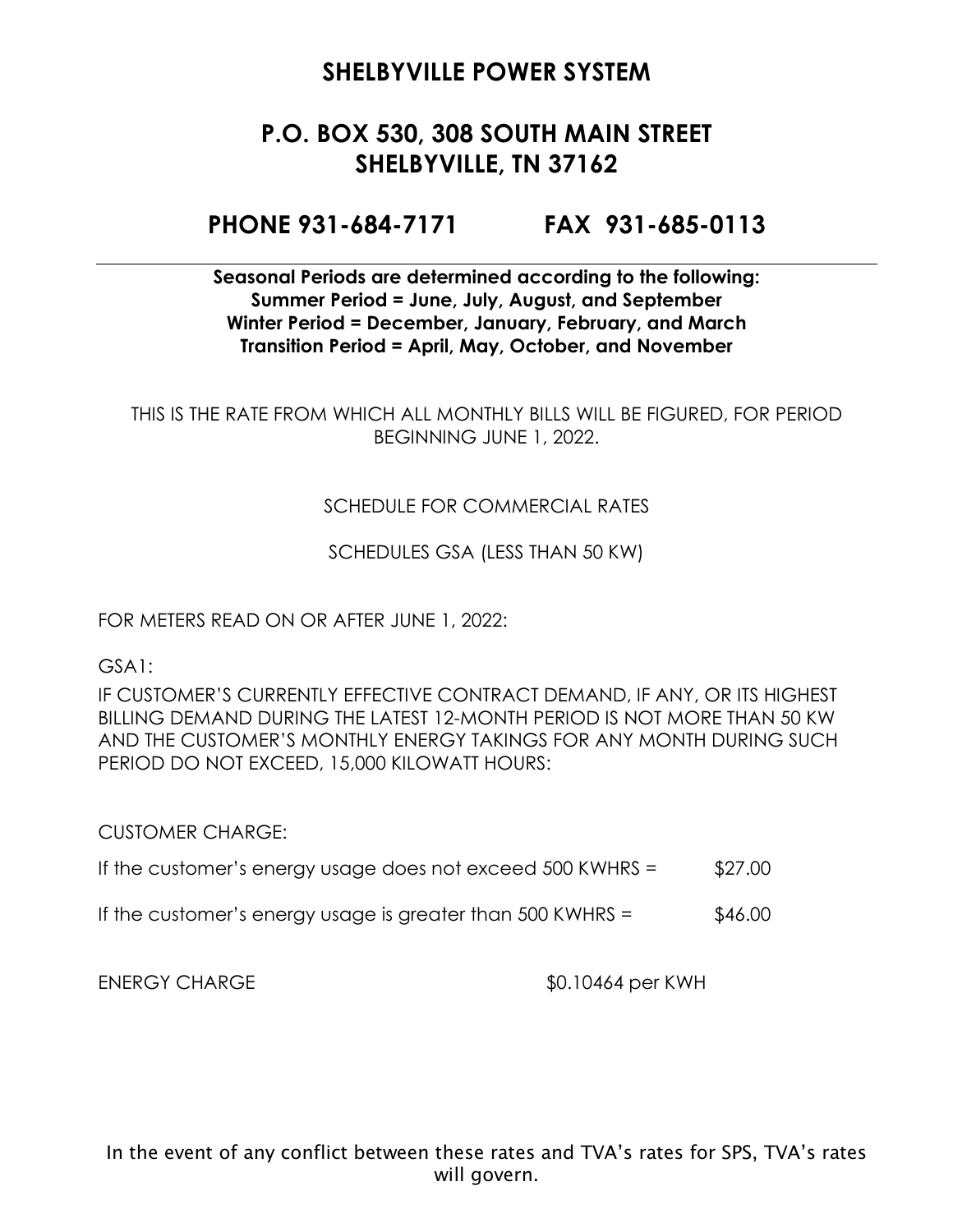# SHELBYVILLE POWER SYSTEM

## P.O. BOX 530, 308 SOUTH MAIN STREET
## SHELBYVILLE, TN 37162

## PHONE 931-684-7171 FAX 931-685-0113

---

**Seasonal Periods are determined according to the following:**
**Summer Period = June, July, August, and September**
**Winter Period = December, January, February, and March**
**Transition Period = April, May, October, and November**

THIS IS THE RATE FROM WHICH ALL MONTHLY BILLS WILL BE FIGURED, FOR PERIOD BEGINNING JUNE 1, 2022.

SCHEDULE FOR COMMERCIAL RATES

SCHEDULES GSA (LESS THAN 50 KW)

FOR METERS READ ON OR AFTER JUNE 1, 2022:

GSA1:

IF CUSTOMER'S CURRENTLY EFFECTIVE CONTRACT DEMAND, IF ANY, OR ITS HIGHEST BILLING DEMAND DURING THE LATEST 12-MONTH PERIOD IS NOT MORE THAN 50 KW AND THE CUSTOMER'S MONTHLY ENERGY TAKINGS FOR ANY MONTH DURING SUCH PERIOD DO NOT EXCEED, 15,000 KILOWATT HOURS:

CUSTOMER CHARGE:

| | |
|---|---|
| If the customer's energy usage does not exceed 500 KWHRS = | $27.00 |
| If the customer's energy usage is greater than 500 KWHRS = | $46.00 |

| | |
|---|---|
| ENERGY CHARGE | $0.10464 per KWH |

In the event of any conflict between these rates and TVA's rates for SPS, TVA's rates will govern.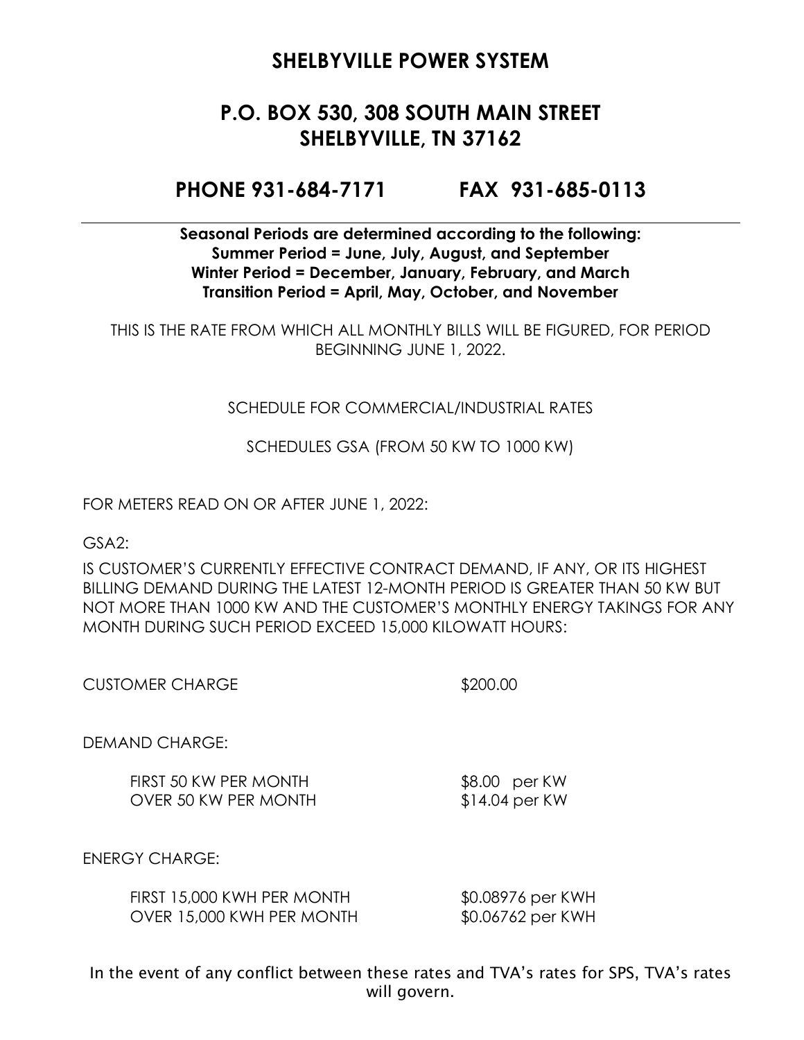# SHELBYVILLE POWER SYSTEM

## P.O. BOX 530, 308 SOUTH MAIN STREET
## SHELBYVILLE, TN 37162

## PHONE 931-684-7171 FAX 931-685-0113

---

**Seasonal Periods are determined according to the following:**
**Summer Period = June, July, August, and September**
**Winter Period = December, January, February, and March**
**Transition Period = April, May, October, and November**

THIS IS THE RATE FROM WHICH ALL MONTHLY BILLS WILL BE FIGURED, FOR PERIOD BEGINNING JUNE 1, 2022.

SCHEDULE FOR COMMERCIAL/INDUSTRIAL RATES

SCHEDULES GSA (FROM 50 KW TO 1000 KW)

FOR METERS READ ON OR AFTER JUNE 1, 2022:

GSA2:

IS CUSTOMER'S CURRENTLY EFFECTIVE CONTRACT DEMAND, IF ANY, OR ITS HIGHEST BILLING DEMAND DURING THE LATEST 12-MONTH PERIOD IS GREATER THAN 50 KW BUT NOT MORE THAN 1000 KW AND THE CUSTOMER'S MONTHLY ENERGY TAKINGS FOR ANY MONTH DURING SUCH PERIOD EXCEED 15,000 KILOWATT HOURS:

CUSTOMER CHARGE $200.00

DEMAND CHARGE:

| | |
|---|---|
| FIRST 50 KW PER MONTH | $8.00 per KW |
| OVER 50 KW PER MONTH | $14.04 per KW |

ENERGY CHARGE:

| | |
|---|---|
| FIRST 15,000 KWH PER MONTH | $0.08976 per KWH |
| OVER 15,000 KWH PER MONTH | $0.06762 per KWH |

In the event of any conflict between these rates and TVA's rates for SPS, TVA's rates will govern.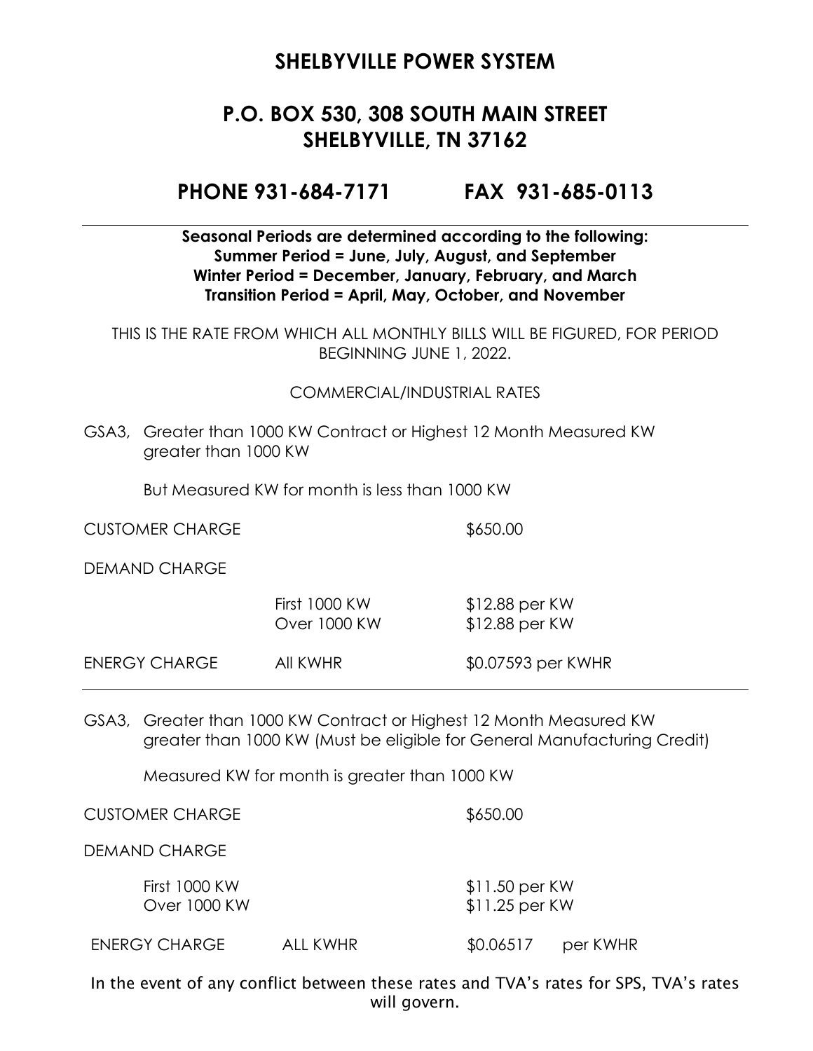# SHELBYVILLE POWER SYSTEM

## P.O. BOX 530, 308 SOUTH MAIN STREET
## SHELBYVILLE, TN 37162

## PHONE 931-684-7171 FAX 931-685-0113

---

**Seasonal Periods are determined according to the following:**
**Summer Period = June, July, August, and September**
**Winter Period = December, January, February, and March**
**Transition Period = April, May, October, and November**

THIS IS THE RATE FROM WHICH ALL MONTHLY BILLS WILL BE FIGURED, FOR PERIOD BEGINNING JUNE 1, 2022.

COMMERCIAL/INDUSTRIAL RATES

GSA3, Greater than 1000 KW Contract or Highest 12 Month Measured KW greater than 1000 KW

But Measured KW for month is less than 1000 KW

| | | |
|---|---|---|
| CUSTOMER CHARGE | | $650.00 |
| DEMAND CHARGE | | |
| | First 1000 KW | $12.88 per KW |
| | Over 1000 KW | $12.88 per KW |
| ENERGY CHARGE | All KWHR | $0.07593 per KWHR |

---

GSA3, Greater than 1000 KW Contract or Highest 12 Month Measured KW greater than 1000 KW (Must be eligible for General Manufacturing Credit)

Measured KW for month is greater than 1000 KW

| | | |
|---|---|---|
| CUSTOMER CHARGE | | $650.00 |
| DEMAND CHARGE | | |
| First 1000 KW | | $11.50 per KW |
| Over 1000 KW | | $11.25 per KW |
| ENERGY CHARGE | ALL KWHR | $0.06517 per KWHR |

In the event of any conflict between these rates and TVA's rates for SPS, TVA's rates will govern.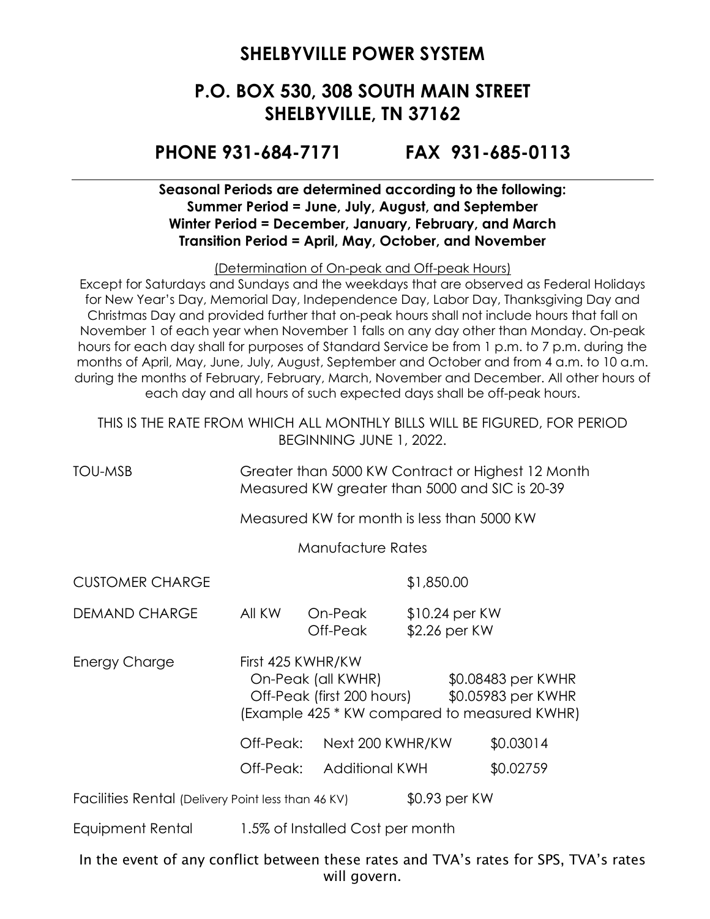# SHELBYVILLE POWER SYSTEM

## P.O. BOX 530, 308 SOUTH MAIN STREET
## SHELBYVILLE, TN 37162

## PHONE 931-684-7171 FAX 931-685-0113

---

**Seasonal Periods are determined according to the following:**
**Summer Period = June, July, August, and September**
**Winter Period = December, January, February, and March**
**Transition Period = April, May, October, and November**

(Determination of On-peak and Off-peak Hours)

Except for Saturdays and Sundays and the weekdays that are observed as Federal Holidays for New Year's Day, Memorial Day, Independence Day, Labor Day, Thanksgiving Day and Christmas Day and provided further that on-peak hours shall not include hours that fall on November 1 of each year when November 1 falls on any day other than Monday. On-peak hours for each day shall for purposes of Standard Service be from 1 p.m. to 7 p.m. during the months of April, May, June, July, August, September and October and from 4 a.m. to 10 a.m. during the months of February, February, March, November and December. All other hours of each day and all hours of such expected days shall be off-peak hours.

THIS IS THE RATE FROM WHICH ALL MONTHLY BILLS WILL BE FIGURED, FOR PERIOD BEGINNING JUNE 1, 2022.

TOU-MSB — Greater than 5000 KW Contract or Highest 12 Month Measured KW greater than 5000 and SIC is 20-39

Measured KW for month is less than 5000 KW

Manufacture Rates

| | | | | |
|---|---|---|---|---|
| CUSTOMER CHARGE | | | $1,850.00 | |
| DEMAND CHARGE | All KW | On-Peak | $10.24 per KW | |
| | | Off-Peak | $2.26 per KW | |
| Energy Charge | First 425 KWHR/KW | | | |
| | On-Peak (all KWHR) | | | $0.08483 per KWHR |
| | Off-Peak (first 200 hours) | | | $0.05983 per KWHR |
| | (Example 425 * KW compared to measured KWHR) | | | |
| | Off-Peak: | Next 200 KWHR/KW | | $0.03014 |
| | Off-Peak: | Additional KWH | | $0.02759 |
| Facilities Rental (Delivery Point less than 46 KV) | | | $0.93 per KW | |
| Equipment Rental | 1.5% of Installed Cost per month | | | |

In the event of any conflict between these rates and TVA's rates for SPS, TVA's rates will govern.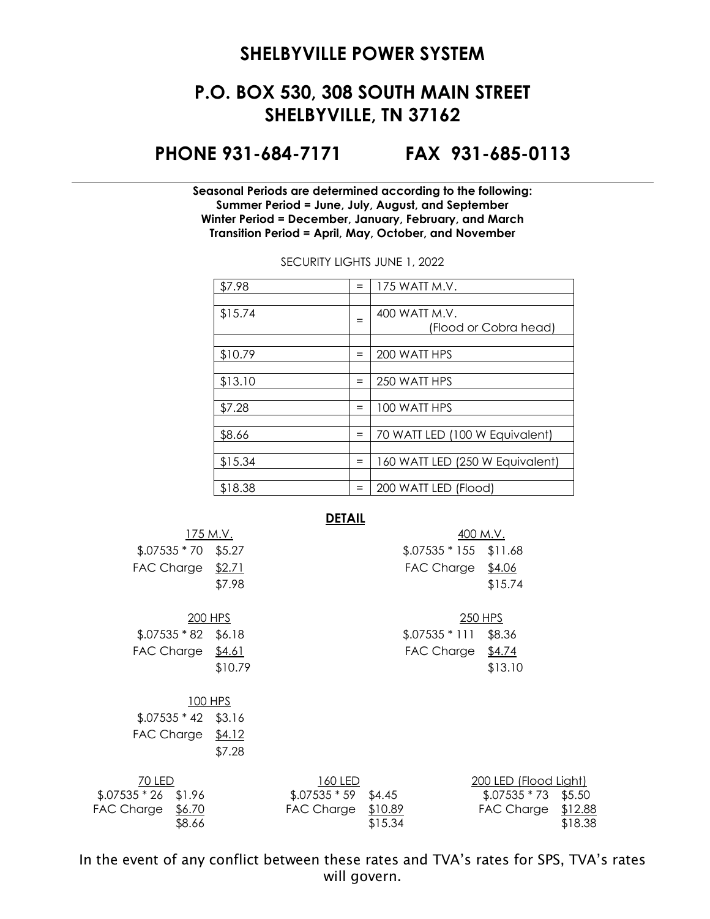## SHELBYVILLE POWER SYSTEM

## P.O. BOX 530, 308 SOUTH MAIN STREET
## SHELBYVILLE, TN 37162

## PHONE 931-684-7171 FAX 931-685-0113

---

**Seasonal Periods are determined according to the following:**
**Summer Period = June, July, August, and September**
**Winter Period = December, January, February, and March**
**Transition Period = April, May, October, and November**

SECURITY LIGHTS JUNE 1, 2022

| | | |
|---|---|---|
| \$7.98 | = | 175 WATT M.V. |
| \$15.74 | = | 400 WATT M.V. (Flood or Cobra head) |
| \$10.79 | = | 200 WATT HPS |
| \$13.10 | = | 250 WATT HPS |
| \$7.28 | = | 100 WATT HPS |
| \$8.66 | = | 70 WATT LED (100 W Equivalent) |
| \$15.34 | = | 160 WATT LED (250 W Equivalent) |
| \$18.38 | = | 200 WATT LED (Flood) |

**DETAIL**

175 M.V.
$.07535 * 70 $5.27
FAC Charge $2.71
$7.98

400 M.V.
$.07535 * 155 $11.68
FAC Charge $4.06
$15.74

200 HPS
$.07535 * 82 $6.18
FAC Charge $4.61
$10.79

250 HPS
$.07535 * 111 $8.36
FAC Charge $4.74
$13.10

100 HPS
$.07535 * 42 $3.16
FAC Charge $4.12
$7.28

70 LED
$.07535 * 26 $1.96
FAC Charge $6.70
$8.66

160 LED
$.07535 * 59 $4.45
FAC Charge $10.89
$15.34

200 LED (Flood Light)
$.07535 * 73 $5.50
FAC Charge $12.88
$18.38

In the event of any conflict between these rates and TVA's rates for SPS, TVA's rates will govern.